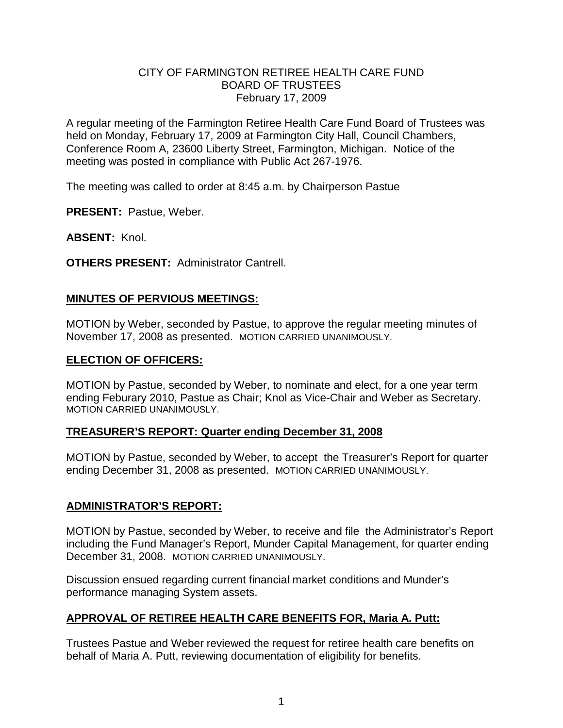# CITY OF FARMINGTON RETIREE HEALTH CARE FUND
## BOARD OF TRUSTEES
February 17, 2009

A regular meeting of the Farmington Retiree Health Care Fund Board of Trustees was held on Monday, February 17, 2009 at Farmington City Hall, Council Chambers, Conference Room A, 23600 Liberty Street, Farmington, Michigan. Notice of the meeting was posted in compliance with Public Act 267-1976.

The meeting was called to order at 8:45 a.m. by Chairperson Pastue

**PRESENT:** Pastue, Weber.

**ABSENT:** Knol.

**OTHERS PRESENT:** Administrator Cantrell.

## MINUTES OF PERVIOUS MEETINGS:

MOTION by Weber, seconded by Pastue, to approve the regular meeting minutes of November 17, 2008 as presented. MOTION CARRIED UNANIMOUSLY.

## ELECTION OF OFFICERS:

MOTION by Pastue, seconded by Weber, to nominate and elect, for a one year term ending Feburary 2010, Pastue as Chair; Knol as Vice-Chair and Weber as Secretary. MOTION CARRIED UNANIMOUSLY.

## TREASURER'S REPORT: Quarter ending December 31, 2008

MOTION by Pastue, seconded by Weber, to accept the Treasurer's Report for quarter ending December 31, 2008 as presented. MOTION CARRIED UNANIMOUSLY.

## ADMINISTRATOR'S REPORT:

MOTION by Pastue, seconded by Weber, to receive and file the Administrator's Report including the Fund Manager's Report, Munder Capital Management, for quarter ending December 31, 2008. MOTION CARRIED UNANIMOUSLY.

Discussion ensued regarding current financial market conditions and Munder's performance managing System assets.

## APPROVAL OF RETIREE HEALTH CARE BENEFITS FOR, Maria A. Putt:

Trustees Pastue and Weber reviewed the request for retiree health care benefits on behalf of Maria A. Putt, reviewing documentation of eligibility for benefits.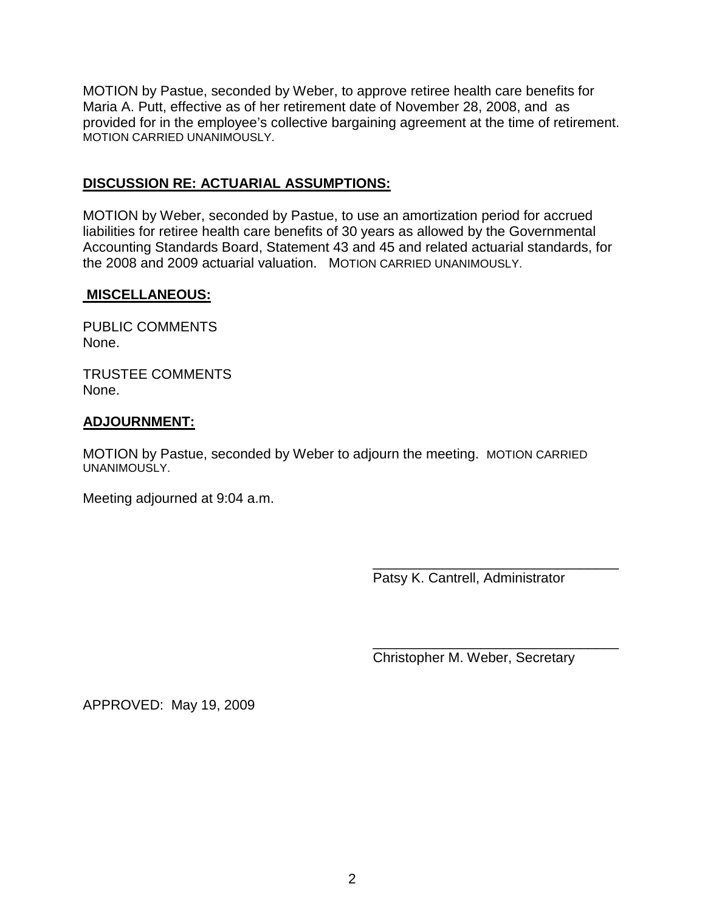MOTION by Pastue, seconded by Weber, to approve retiree health care benefits for Maria A. Putt, effective as of her retirement date of November 28, 2008, and as provided for in the employee's collective bargaining agreement at the time of retirement. MOTION CARRIED UNANIMOUSLY.

**DISCUSSION RE: ACTUARIAL ASSUMPTIONS:**

MOTION by Weber, seconded by Pastue, to use an amortization period for accrued liabilities for retiree health care benefits of 30 years as allowed by the Governmental Accounting Standards Board, Statement 43 and 45 and related actuarial standards, for the 2008 and 2009 actuarial valuation. MOTION CARRIED UNANIMOUSLY.

**MISCELLANEOUS:**

PUBLIC COMMENTS
None.

TRUSTEE COMMENTS
None.

**ADJOURNMENT:**

MOTION by Pastue, seconded by Weber to adjourn the meeting. MOTION CARRIED UNANIMOUSLY.

Meeting adjourned at 9:04 a.m.

\_\_\_\_\_\_\_\_\_\_\_\_\_\_\_\_\_\_\_\_\_\_\_\_\_\_\_\_\_\_\_\_
Patsy K. Cantrell, Administrator

\_\_\_\_\_\_\_\_\_\_\_\_\_\_\_\_\_\_\_\_\_\_\_\_\_\_\_\_\_\_\_\_
Christopher M. Weber, Secretary

APPROVED: May 19, 2009